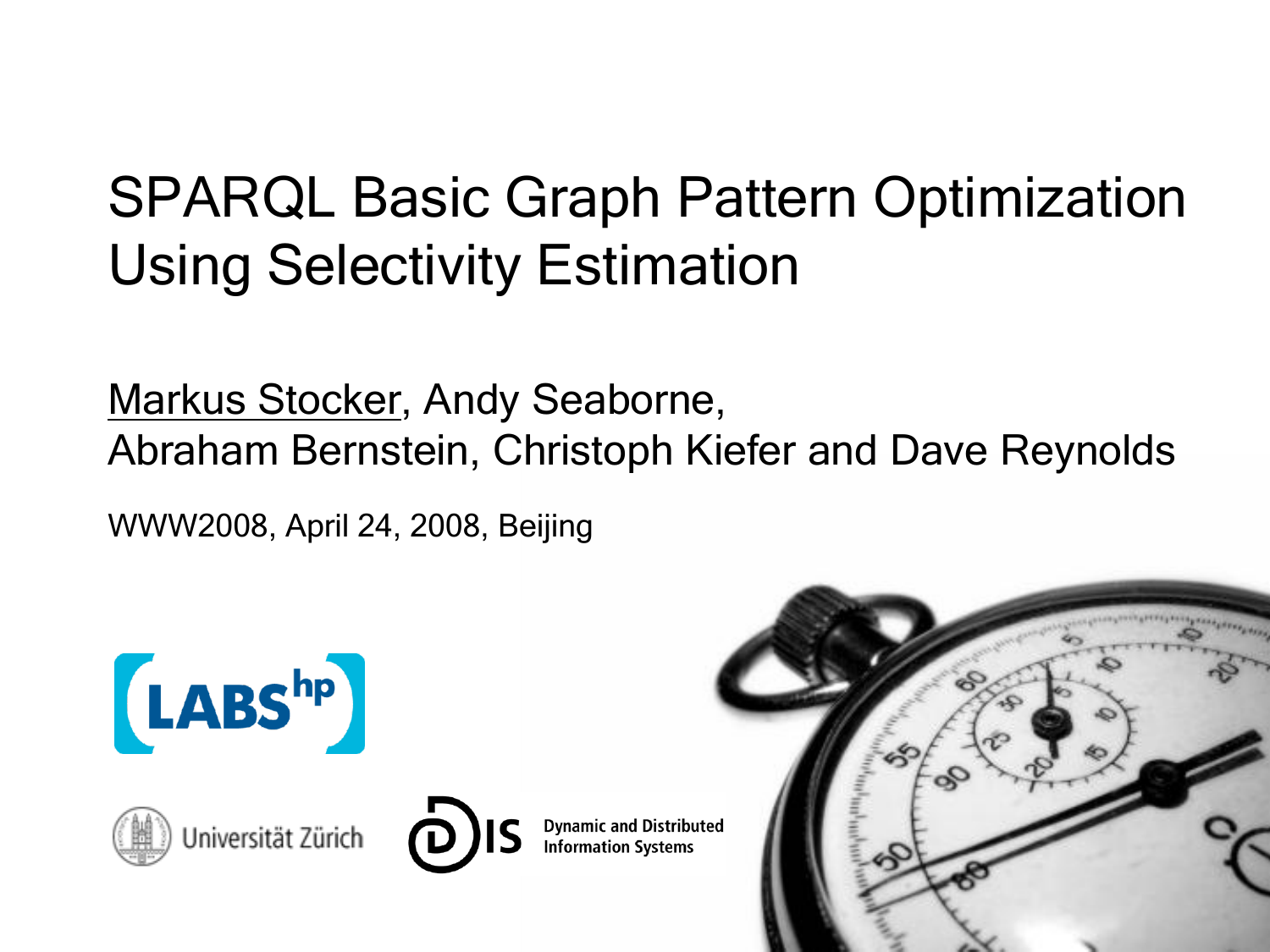# SPARQL Basic Graph Pattern Optimization Using Selectivity Estimation

Markus Stocker, Andy Seaborne,
Abraham Bernstein, Christoph Kiefer and Dave Reynolds

WWW2008, April 24, 2008, Beijing

LABS hp

Universität Zürich

DIS Dynamic and Distributed Information Systems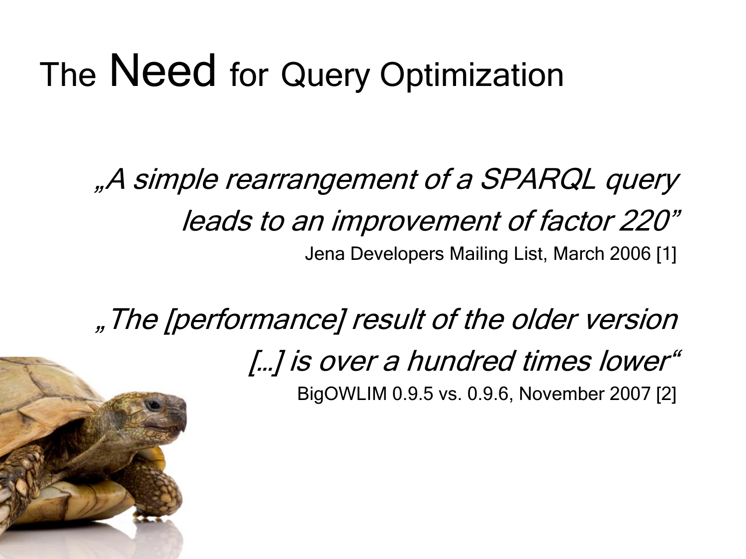# The Need for Query Optimization

*„A simple rearrangement of a SPARQL query leads to an improvement of factor 220"*

Jena Developers Mailing List, March 2006 [1]

*„The [performance] result of the older version [...] is over a hundred times lower"*

BigOWLIM 0.9.5 vs. 0.9.6, November 2007 [2]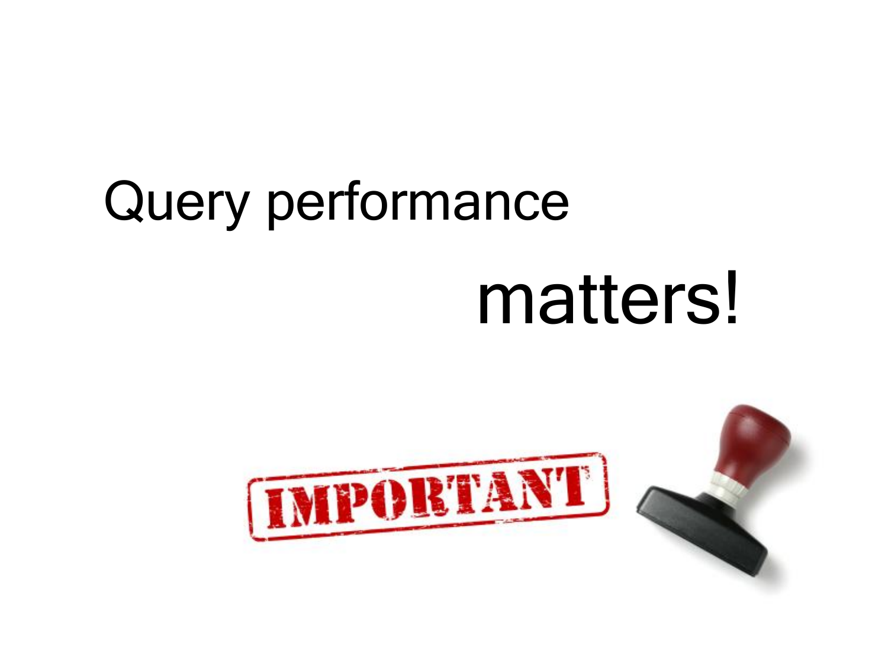Query performance

matters!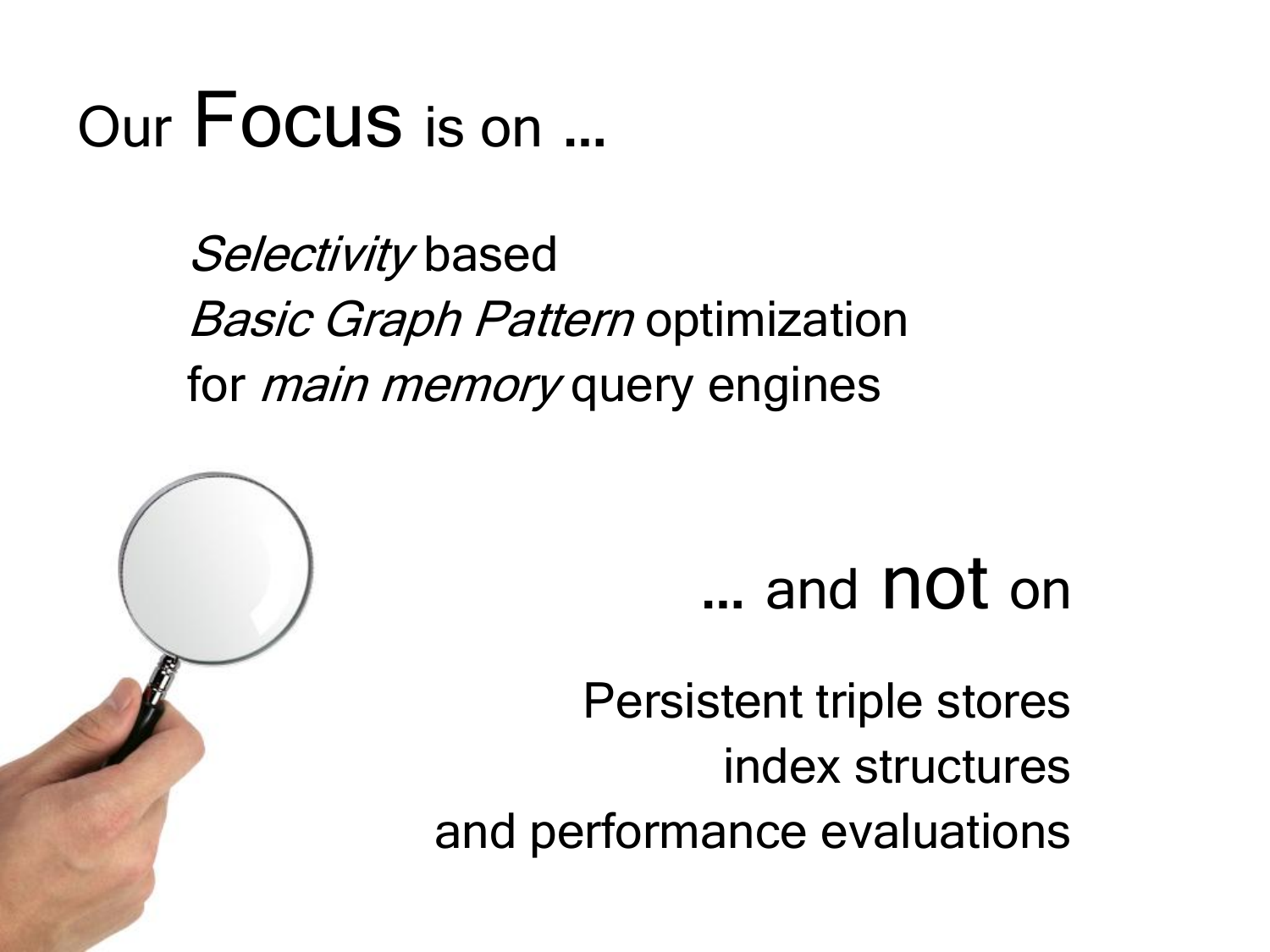# Our Focus is on …

*Selectivity* based
*Basic Graph Pattern* optimization
for *main memory* query engines

## … and not on

Persistent triple stores
index structures
and performance evaluations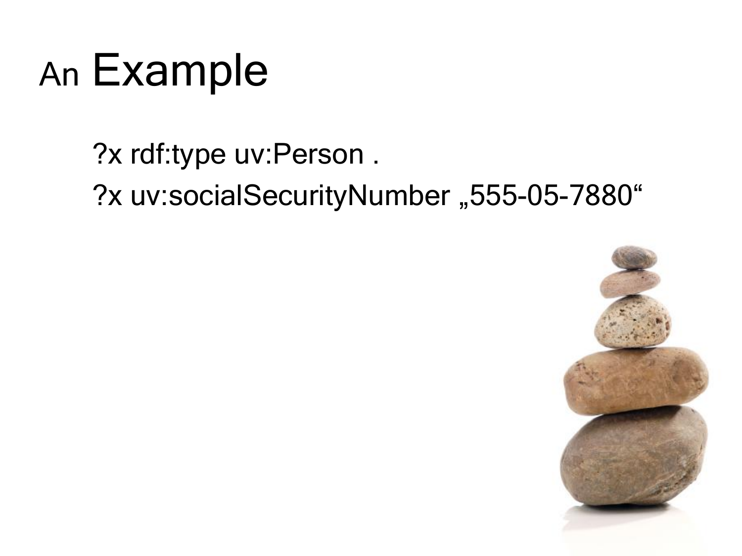# An Example

```
?x rdf:type uv:Person .
?x uv:socialSecurityNumber „555-05-7880“
```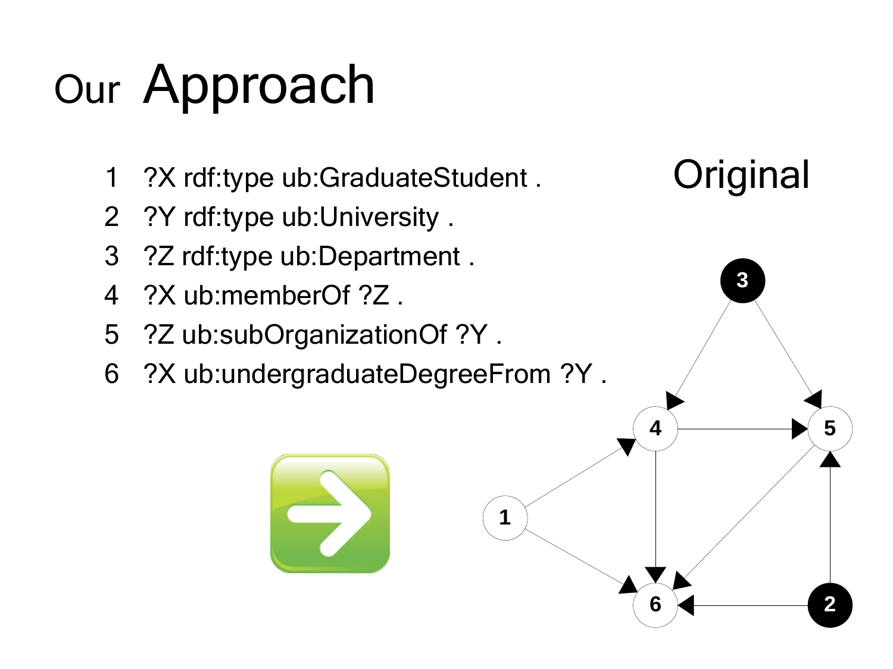# Our Approach

1. ?X rdf:type ub:GraduateStudent .
2. ?Y rdf:type ub:University .
3. ?Z rdf:type ub:Department .
4. ?X ub:memberOf ?Z .
5. ?Z ub:subOrganizationOf ?Y .
6. ?X ub:undergraduateDegreeFrom ?Y .

Original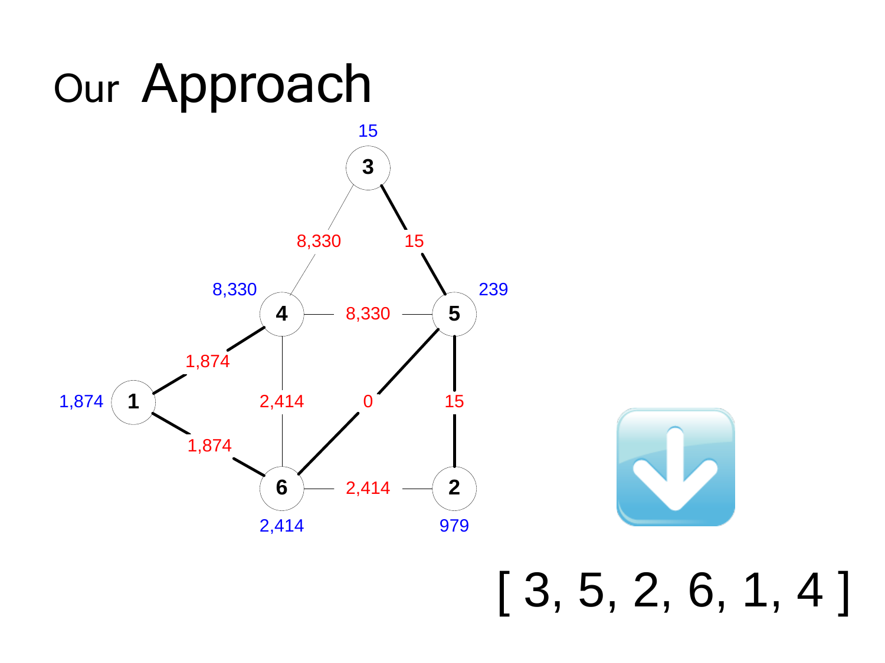# Our Approach

15

3

8,330

15

8,330

4

8,330

5

239

1,874

0

15

1,874

1

2,414

1,874

6

2,414

2

2,414

979

[ 3, 5, 2, 6, 1, 4 ]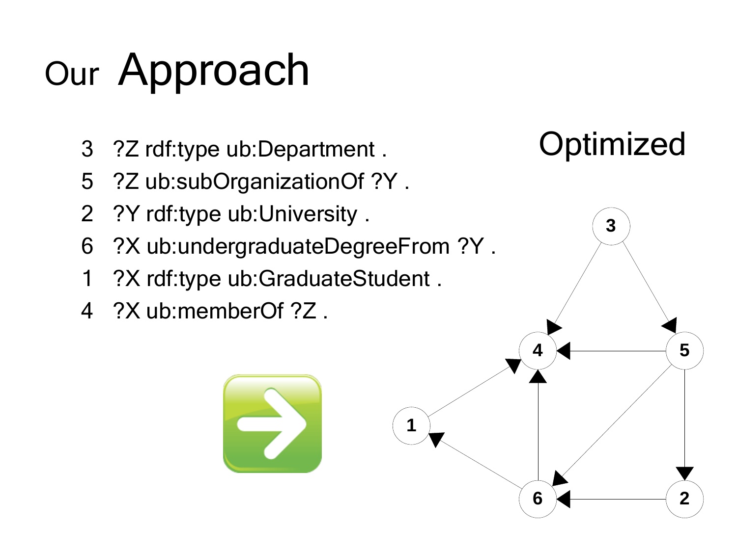# Our Approach

```
3  ?Z rdf:type ub:Department .
5  ?Z ub:subOrganizationOf ?Y .
2  ?Y rdf:type ub:University .
6  ?X ub:undergraduateDegreeFrom ?Y .
1  ?X rdf:type ub:GraduateStudent .
4  ?X ub:memberOf ?Z .
```

Optimized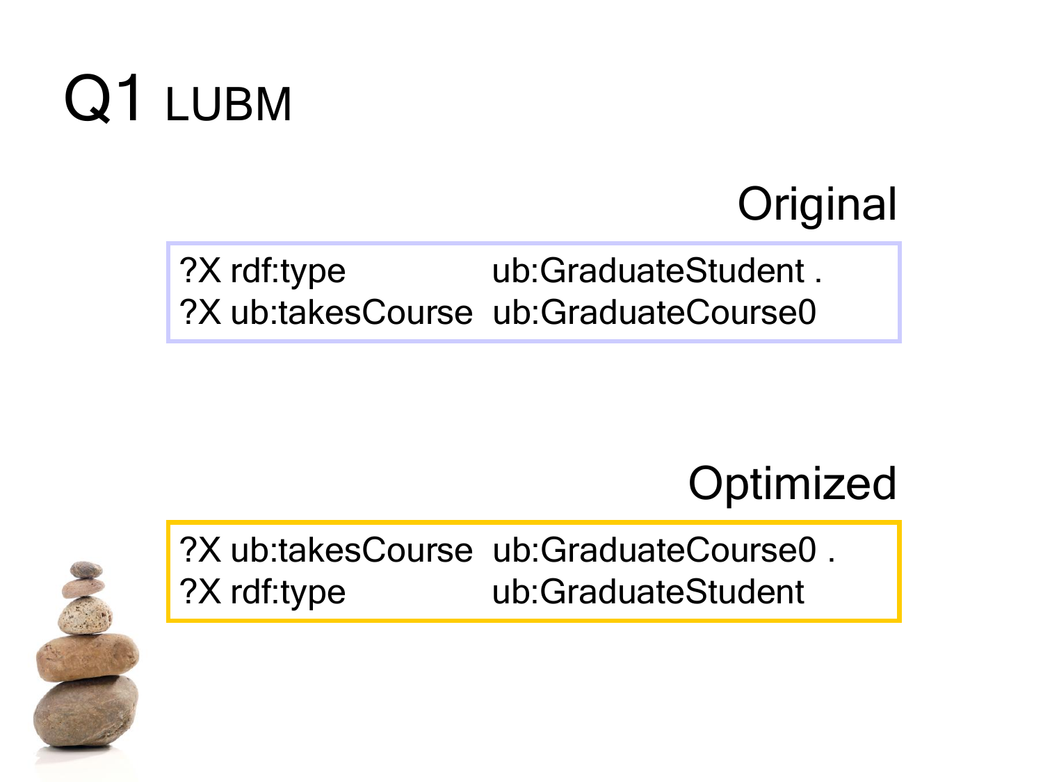# Q1 LUBM

### Original

```
?X rdf:type           ub:GraduateStudent .
?X ub:takesCourse  ub:GraduateCourse0
```

### Optimized

```
?X ub:takesCourse  ub:GraduateCourse0 .
?X rdf:type           ub:GraduateStudent
```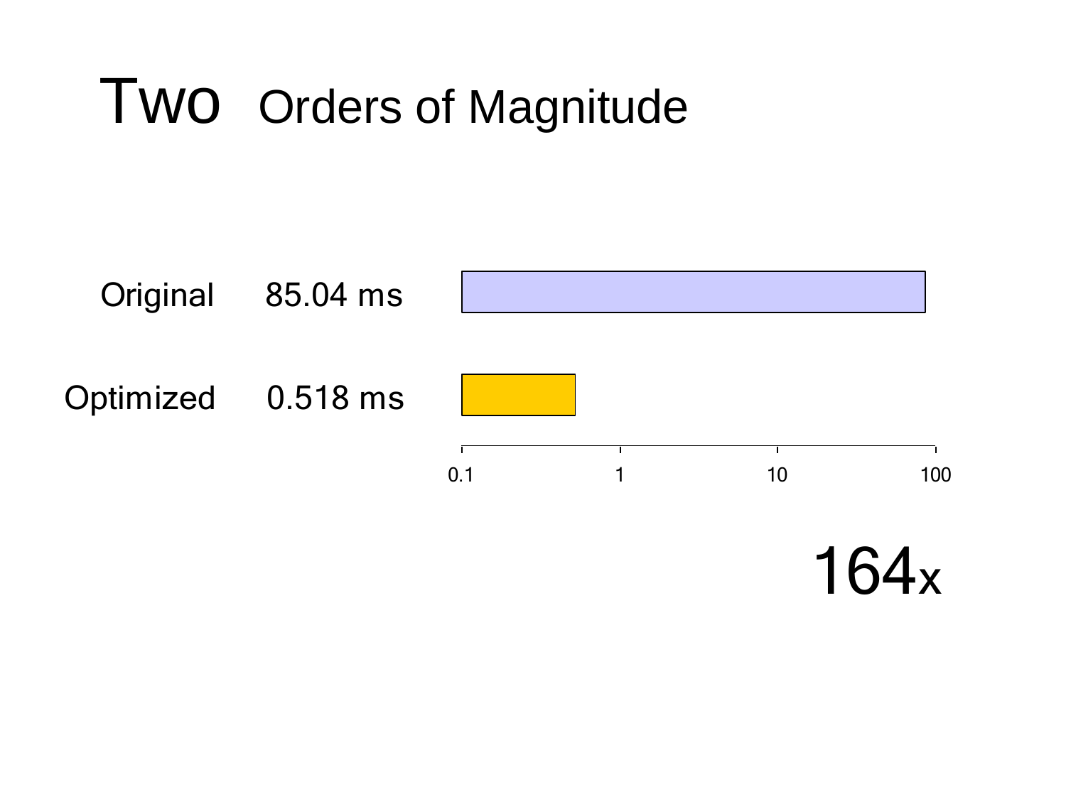# Two Orders of Magnitude

| | | |
|---|---|---|
| Original | 85.04 ms | |
| Optimized | 0.518 ms | |

0.1 1 10 100

164x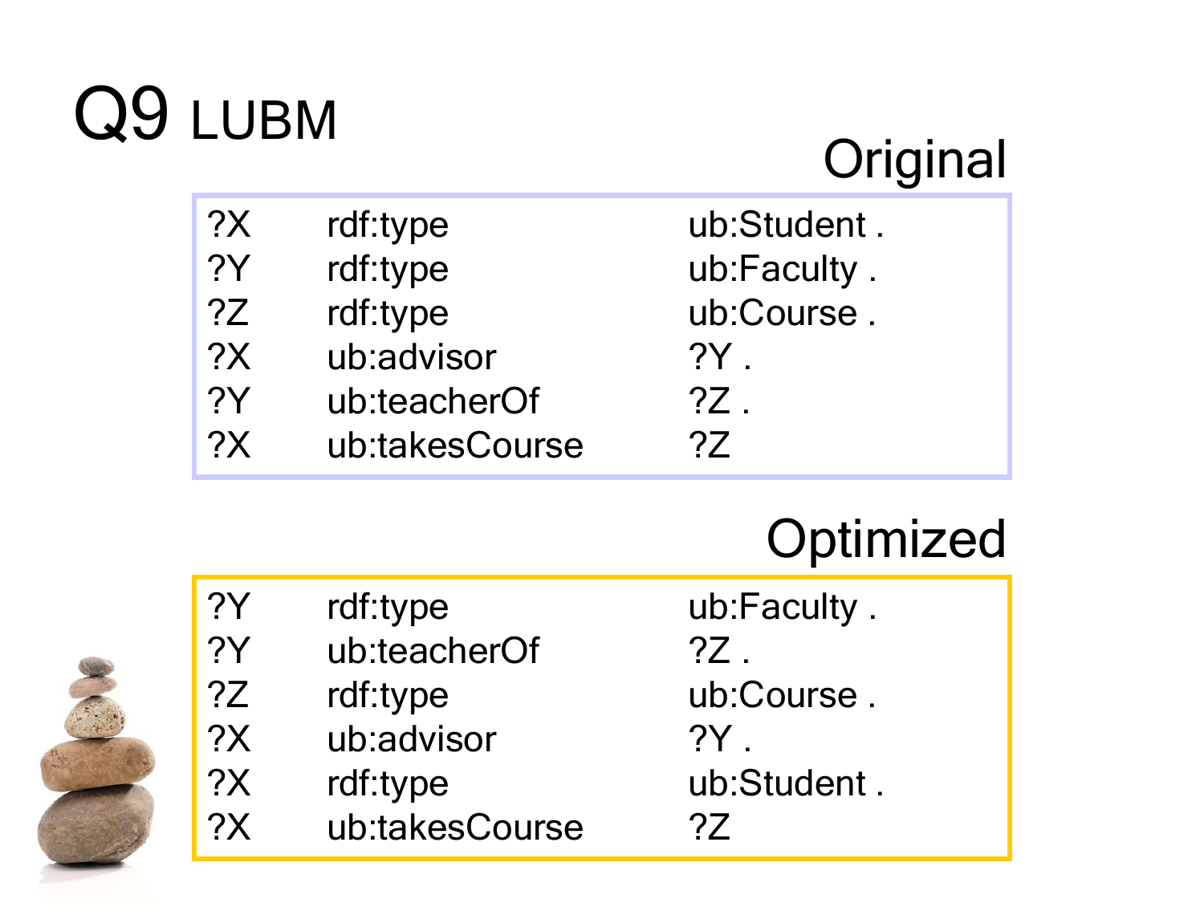# Q9 LUBM

## Original

```
?X    rdf:type          ub:Student .
?Y    rdf:type          ub:Faculty .
?Z    rdf:type          ub:Course .
?X    ub:advisor        ?Y .
?Y    ub:teacherOf      ?Z .
?X    ub:takesCourse    ?Z
```

## Optimized

```
?Y    rdf:type          ub:Faculty .
?Y    ub:teacherOf      ?Z .
?Z    rdf:type          ub:Course .
?X    ub:advisor        ?Y .
?X    rdf:type          ub:Student .
?X    ub:takesCourse    ?Z
```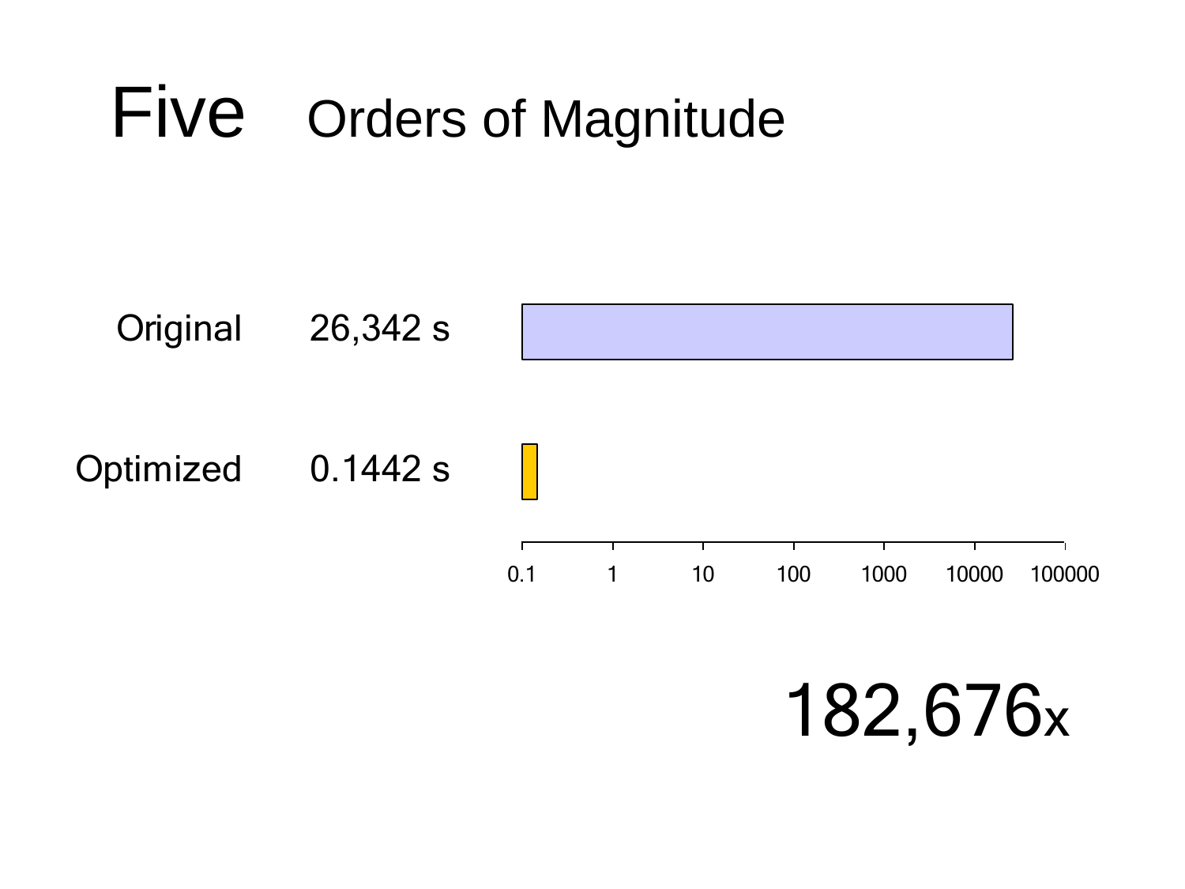# Five Orders of Magnitude

| | |
|---|---|
| Original | 26,342 s |
| Optimized | 0.1442 s |

0.1 1 10 100 1000 10000 100000

182,676x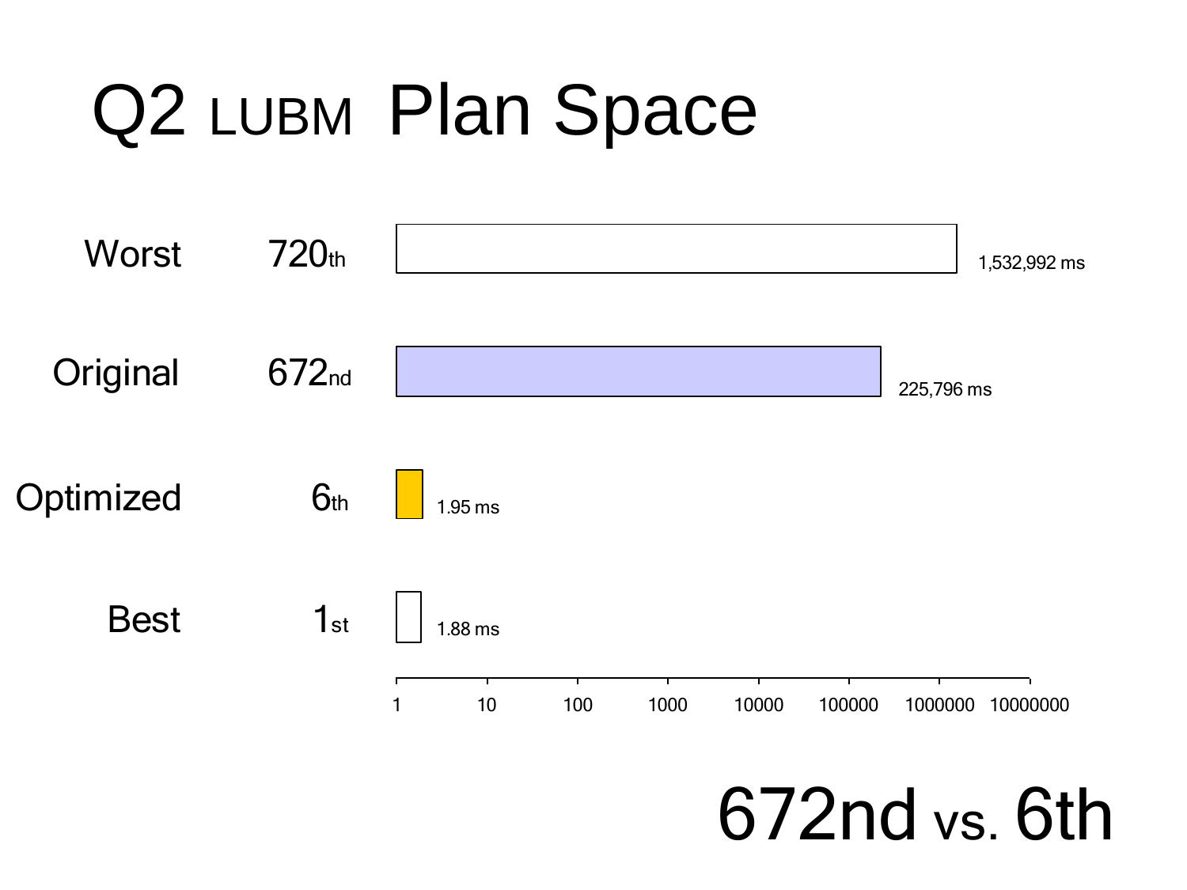# Q2 LUBM Plan Space

| | Rank | Time |
|---|---|---|
| Worst | 720th | 1,532,992 ms |
| Original | 672nd | 225,796 ms |
| Optimized | 6th | 1.95 ms |
| Best | 1st | 1.88 ms |

1 10 100 1000 10000 100000 1000000 10000000

672nd vs. 6th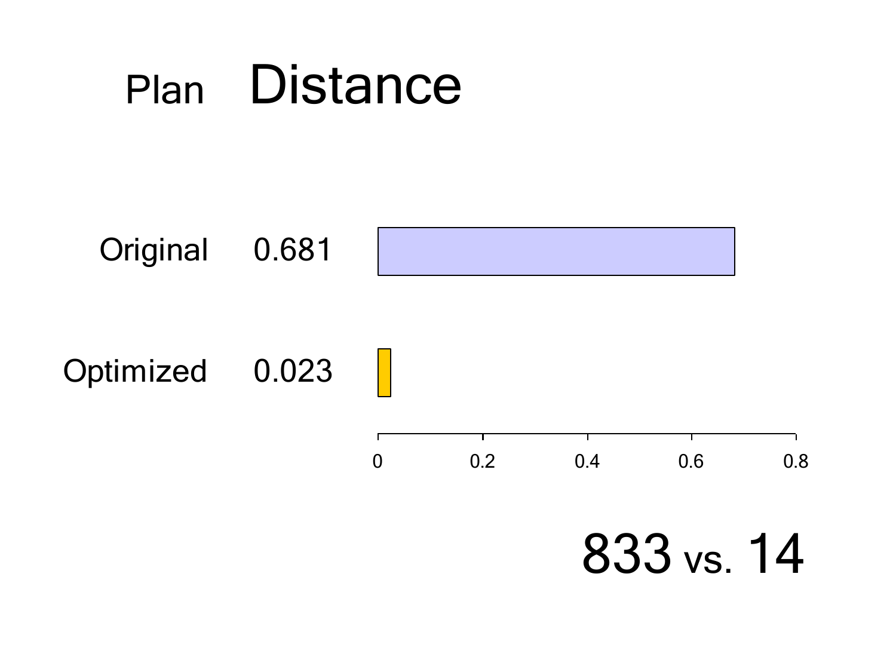| Plan | Distance |
| --- | --- |
| Original | 0.681 |
| Optimized | 0.023 |

833 vs. 14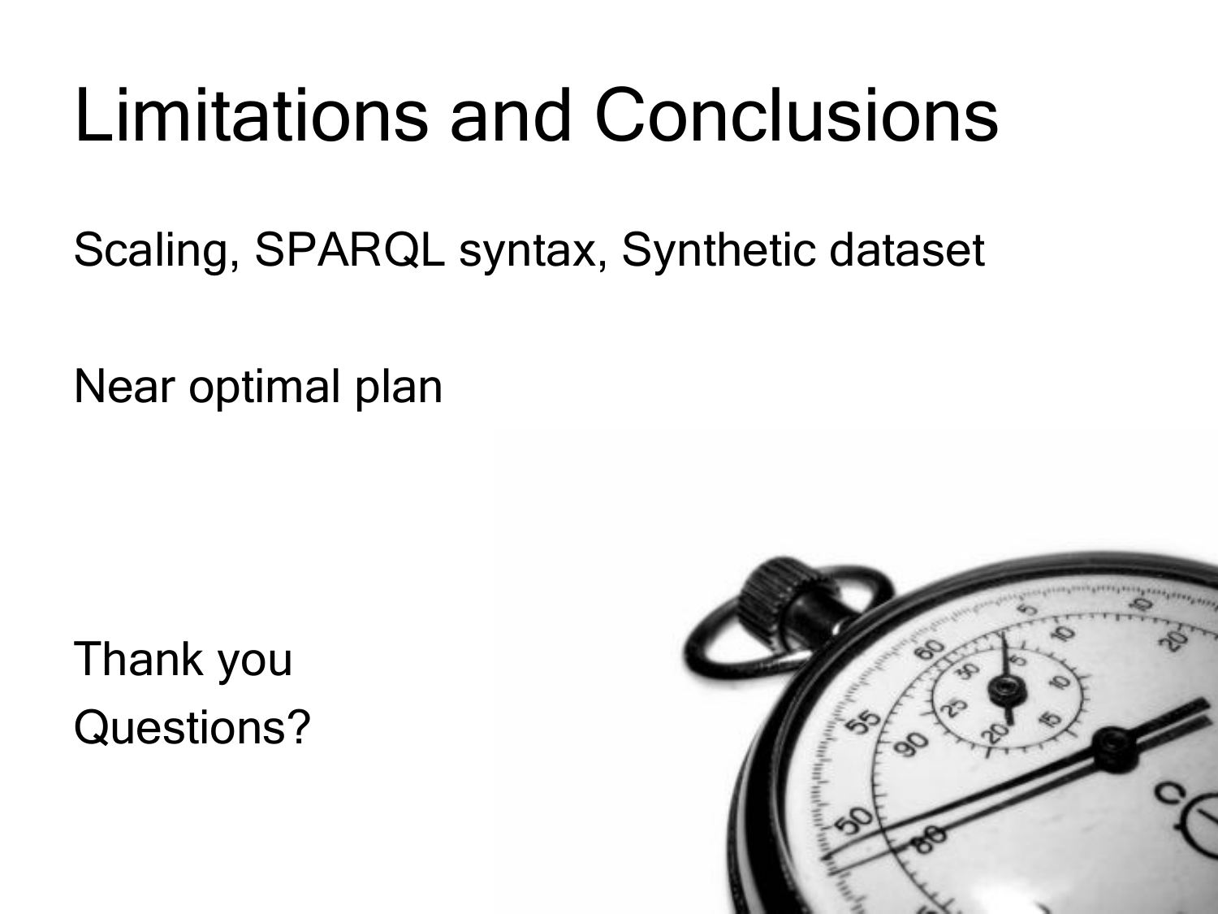# Limitations and Conclusions

Scaling, SPARQL syntax, Synthetic dataset

Near optimal plan

Thank you

Questions?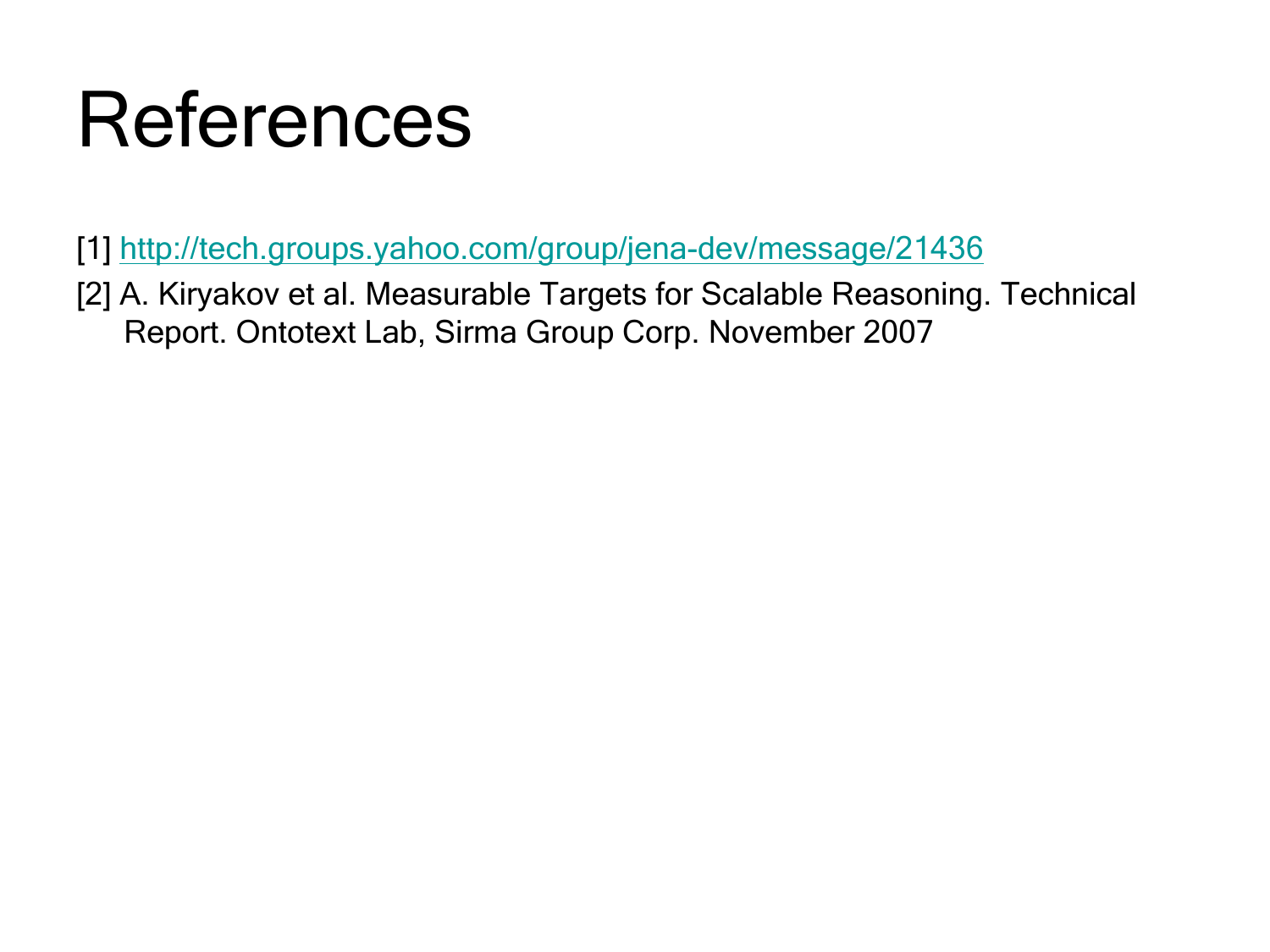# References

[1] http://tech.groups.yahoo.com/group/jena-dev/message/21436

[2] A. Kiryakov et al. Measurable Targets for Scalable Reasoning. Technical Report. Ontotext Lab, Sirma Group Corp. November 2007